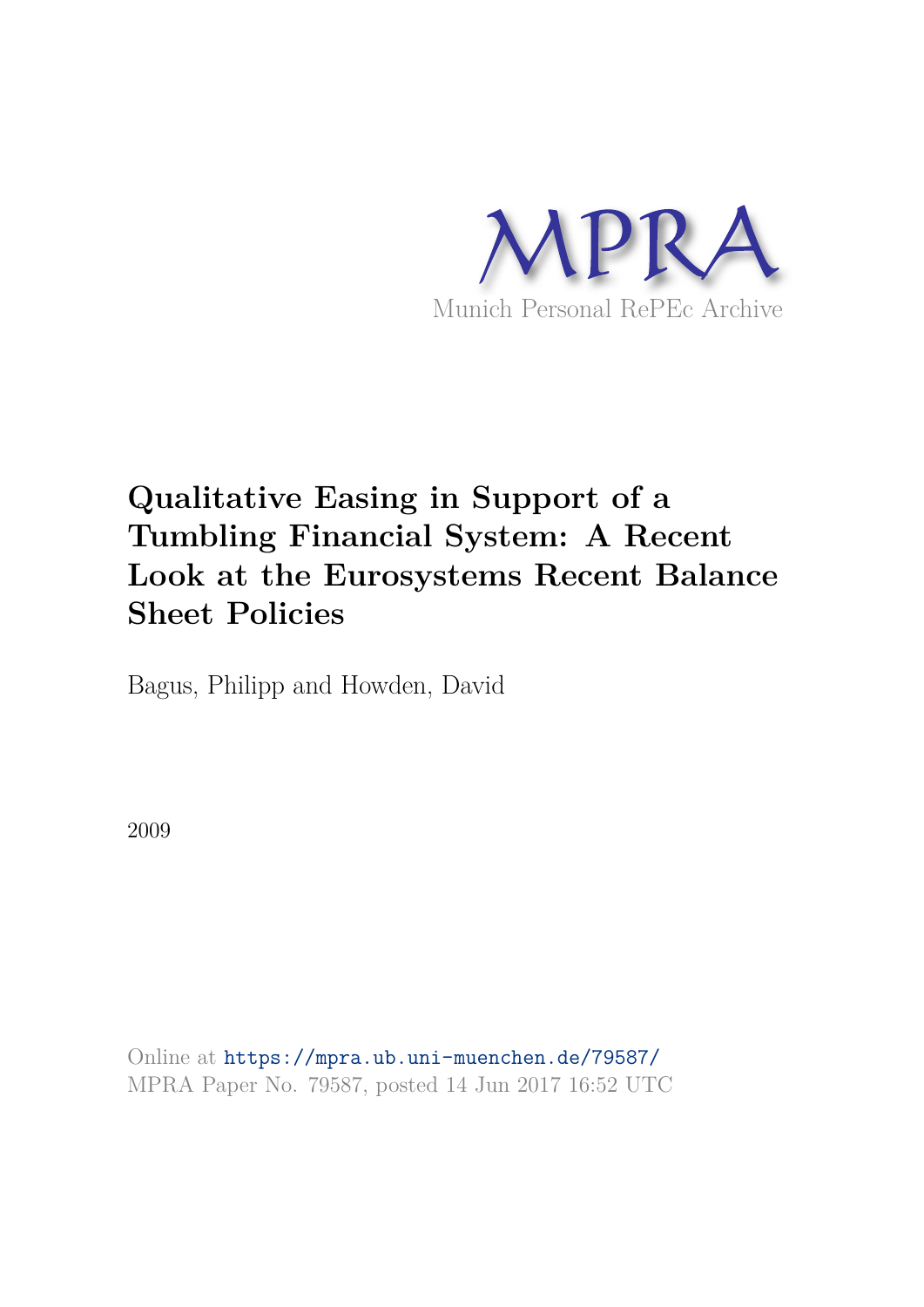MPRA

Munich Personal RePEc Archive

# Qualitative Easing in Support of a Tumbling Financial System: A Recent Look at the Eurosystems Recent Balance Sheet Policies

Bagus, Philipp and Howden, David

2009

Online at https://mpra.ub.uni-muenchen.de/79587/
MPRA Paper No. 79587, posted 14 Jun 2017 16:52 UTC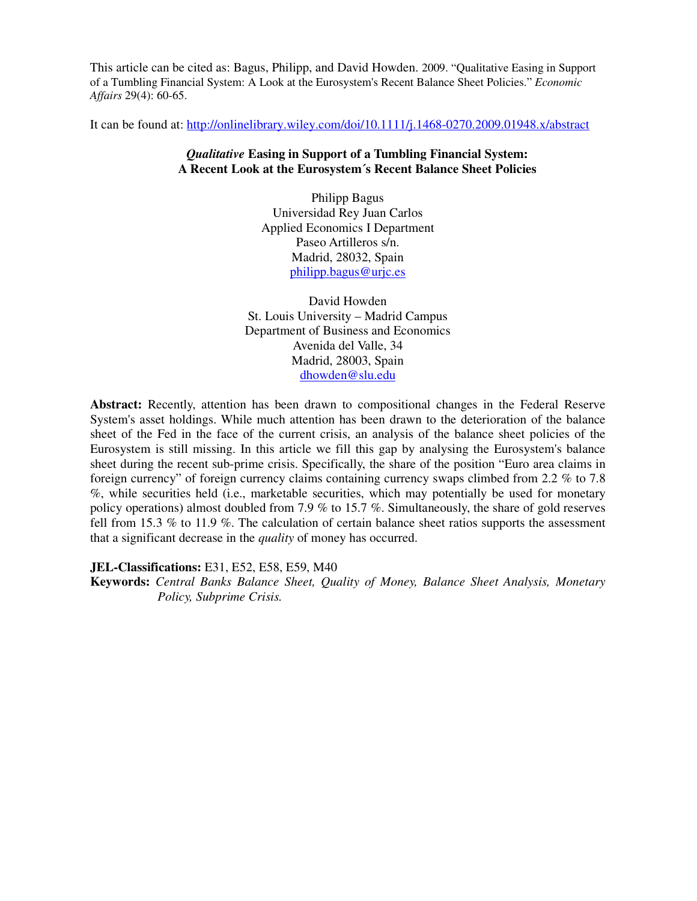This article can be cited as: Bagus, Philipp, and David Howden. 2009. "Qualitative Easing in Support of a Tumbling Financial System: A Look at the Eurosystem's Recent Balance Sheet Policies." *Economic Affairs* 29(4): 60-65.

It can be found at: http://onlinelibrary.wiley.com/doi/10.1111/j.1468-0270.2009.01948.x/abstract

# *Qualitative* Easing in Support of a Tumbling Financial System: A Recent Look at the Eurosystem´s Recent Balance Sheet Policies

Philipp Bagus
Universidad Rey Juan Carlos
Applied Economics I Department
Paseo Artilleros s/n.
Madrid, 28032, Spain
philipp.bagus@urjc.es

David Howden
St. Louis University – Madrid Campus
Department of Business and Economics
Avenida del Valle, 34
Madrid, 28003, Spain
dhowden@slu.edu

**Abstract:** Recently, attention has been drawn to compositional changes in the Federal Reserve System's asset holdings. While much attention has been drawn to the deterioration of the balance sheet of the Fed in the face of the current crisis, an analysis of the balance sheet policies of the Eurosystem is still missing. In this article we fill this gap by analysing the Eurosystem's balance sheet during the recent sub-prime crisis. Specifically, the share of the position "Euro area claims in foreign currency" of foreign currency claims containing currency swaps climbed from 2.2 % to 7.8 %, while securities held (i.e., marketable securities, which may potentially be used for monetary policy operations) almost doubled from 7.9 % to 15.7 %. Simultaneously, the share of gold reserves fell from 15.3 % to 11.9 %. The calculation of certain balance sheet ratios supports the assessment that a significant decrease in the *quality* of money has occurred.

**JEL-Classifications:** E31, E52, E58, E59, M40

**Keywords:** *Central Banks Balance Sheet, Quality of Money, Balance Sheet Analysis, Monetary Policy, Subprime Crisis.*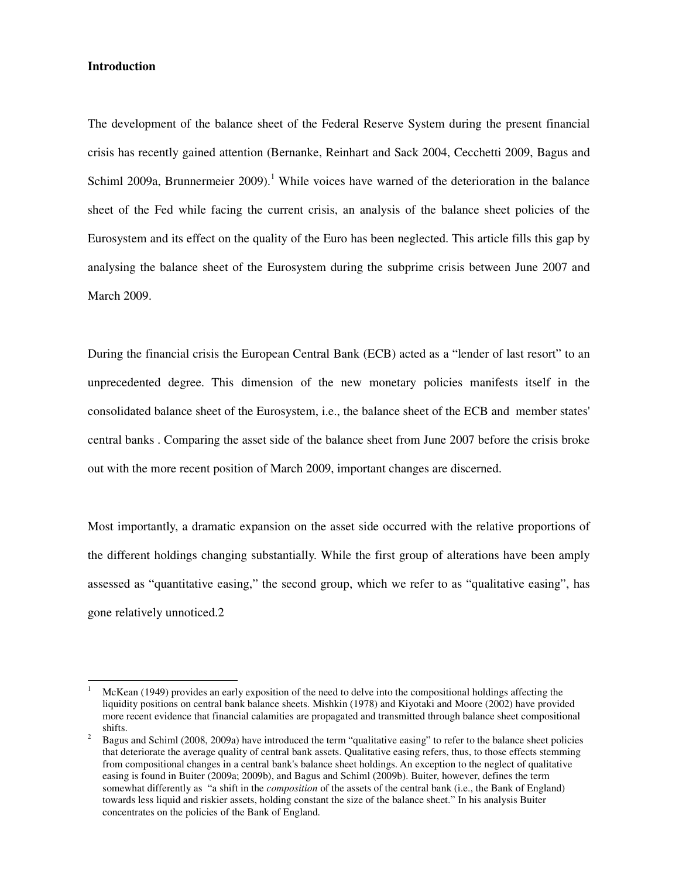**Introduction**

The development of the balance sheet of the Federal Reserve System during the present financial crisis has recently gained attention (Bernanke, Reinhart and Sack 2004, Cecchetti 2009, Bagus and Schiml 2009a, Brunnermeier 2009).[1] While voices have warned of the deterioration in the balance sheet of the Fed while facing the current crisis, an analysis of the balance sheet policies of the Eurosystem and its effect on the quality of the Euro has been neglected. This article fills this gap by analysing the balance sheet of the Eurosystem during the subprime crisis between June 2007 and March 2009.

During the financial crisis the European Central Bank (ECB) acted as a "lender of last resort" to an unprecedented degree. This dimension of the new monetary policies manifests itself in the consolidated balance sheet of the Eurosystem, i.e., the balance sheet of the ECB and member states' central banks . Comparing the asset side of the balance sheet from June 2007 before the crisis broke out with the more recent position of March 2009, important changes are discerned.

Most importantly, a dramatic expansion on the asset side occurred with the relative proportions of the different holdings changing substantially. While the first group of alterations have been amply assessed as "quantitative easing," the second group, which we refer to as "qualitative easing", has gone relatively unnoticed.2

---

[1] McKean (1949) provides an early exposition of the need to delve into the compositional holdings affecting the liquidity positions on central bank balance sheets. Mishkin (1978) and Kiyotaki and Moore (2002) have provided more recent evidence that financial calamities are propagated and transmitted through balance sheet compositional shifts.

[2] Bagus and Schiml (2008, 2009a) have introduced the term "qualitative easing" to refer to the balance sheet policies that deteriorate the average quality of central bank assets. Qualitative easing refers, thus, to those effects stemming from compositional changes in a central bank's balance sheet holdings. An exception to the neglect of qualitative easing is found in Buiter (2009a; 2009b), and Bagus and Schiml (2009b). Buiter, however, defines the term somewhat differently as "a shift in the *composition* of the assets of the central bank (i.e., the Bank of England) towards less liquid and riskier assets, holding constant the size of the balance sheet." In his analysis Buiter concentrates on the policies of the Bank of England.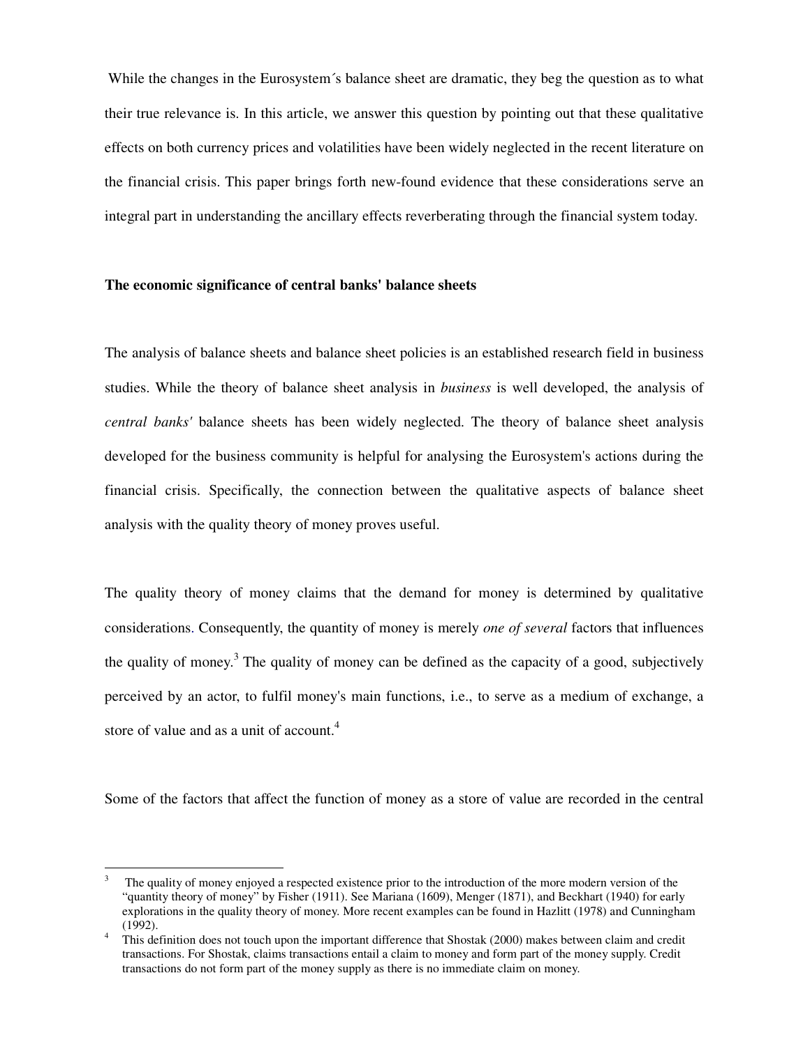While the changes in the Eurosystem´s balance sheet are dramatic, they beg the question as to what their true relevance is. In this article, we answer this question by pointing out that these qualitative effects on both currency prices and volatilities have been widely neglected in the recent literature on the financial crisis. This paper brings forth new-found evidence that these considerations serve an integral part in understanding the ancillary effects reverberating through the financial system today.

**The economic significance of central banks' balance sheets**

The analysis of balance sheets and balance sheet policies is an established research field in business studies. While the theory of balance sheet analysis in *business* is well developed, the analysis of *central banks'* balance sheets has been widely neglected. The theory of balance sheet analysis developed for the business community is helpful for analysing the Eurosystem's actions during the financial crisis. Specifically, the connection between the qualitative aspects of balance sheet analysis with the quality theory of money proves useful.

The quality theory of money claims that the demand for money is determined by qualitative considerations. Consequently, the quantity of money is merely *one of several* factors that influences the quality of money.[3] The quality of money can be defined as the capacity of a good, subjectively perceived by an actor, to fulfil money's main functions, i.e., to serve as a medium of exchange, a store of value and as a unit of account.[4]

Some of the factors that affect the function of money as a store of value are recorded in the central

---

[3] The quality of money enjoyed a respected existence prior to the introduction of the more modern version of the "quantity theory of money" by Fisher (1911). See Mariana (1609), Menger (1871), and Beckhart (1940) for early explorations in the quality theory of money. More recent examples can be found in Hazlitt (1978) and Cunningham (1992).

[4] This definition does not touch upon the important difference that Shostak (2000) makes between claim and credit transactions. For Shostak, claims transactions entail a claim to money and form part of the money supply. Credit transactions do not form part of the money supply as there is no immediate claim on money.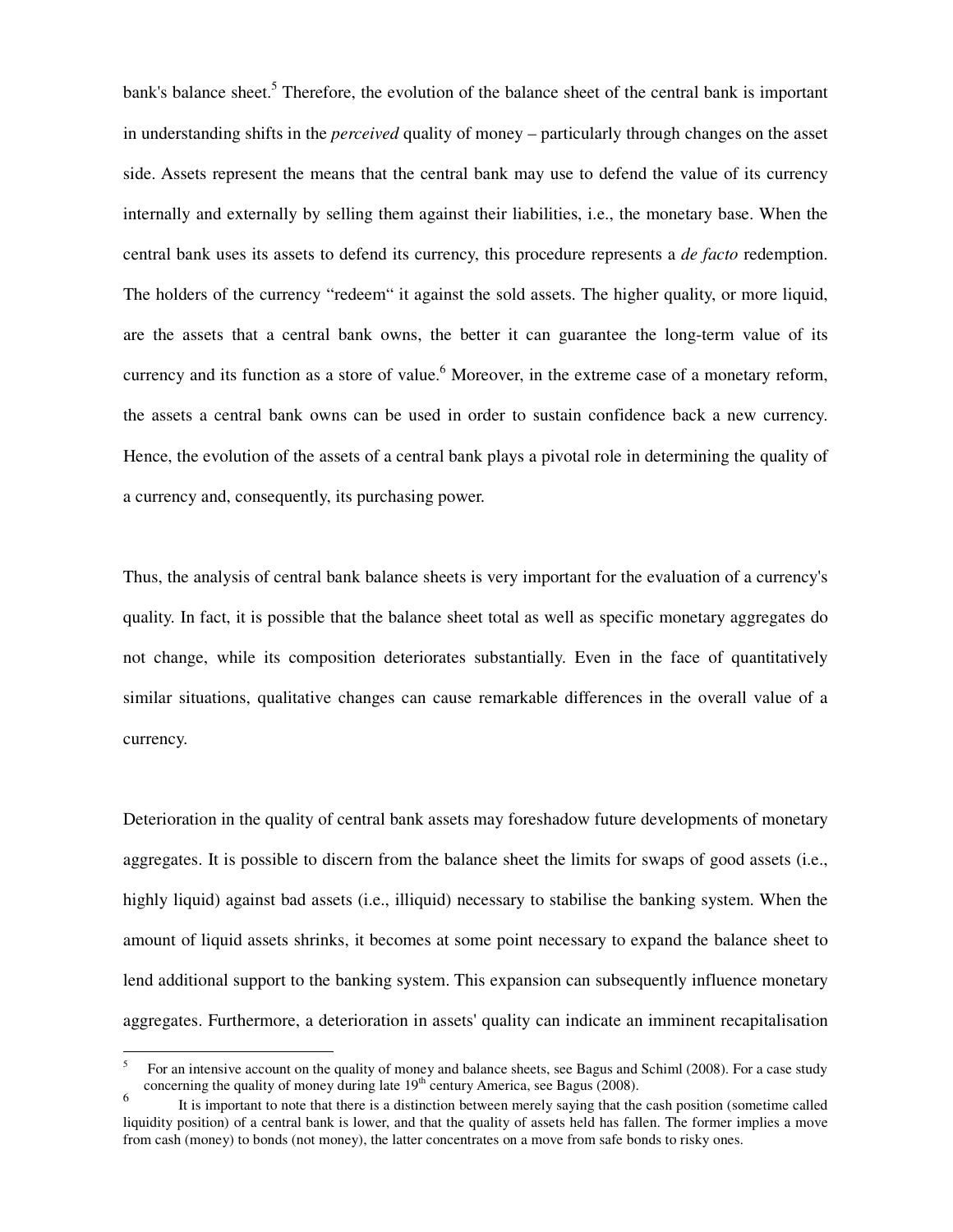bank's balance sheet.[5] Therefore, the evolution of the balance sheet of the central bank is important in understanding shifts in the *perceived* quality of money – particularly through changes on the asset side. Assets represent the means that the central bank may use to defend the value of its currency internally and externally by selling them against their liabilities, i.e., the monetary base. When the central bank uses its assets to defend its currency, this procedure represents a *de facto* redemption. The holders of the currency "redeem" it against the sold assets. The higher quality, or more liquid, are the assets that a central bank owns, the better it can guarantee the long-term value of its currency and its function as a store of value.[6] Moreover, in the extreme case of a monetary reform, the assets a central bank owns can be used in order to sustain confidence back a new currency. Hence, the evolution of the assets of a central bank plays a pivotal role in determining the quality of a currency and, consequently, its purchasing power.

Thus, the analysis of central bank balance sheets is very important for the evaluation of a currency's quality. In fact, it is possible that the balance sheet total as well as specific monetary aggregates do not change, while its composition deteriorates substantially. Even in the face of quantitatively similar situations, qualitative changes can cause remarkable differences in the overall value of a currency.

Deterioration in the quality of central bank assets may foreshadow future developments of monetary aggregates. It is possible to discern from the balance sheet the limits for swaps of good assets (i.e., highly liquid) against bad assets (i.e., illiquid) necessary to stabilise the banking system. When the amount of liquid assets shrinks, it becomes at some point necessary to expand the balance sheet to lend additional support to the banking system. This expansion can subsequently influence monetary aggregates. Furthermore, a deterioration in assets' quality can indicate an imminent recapitalisation

---

[5] For an intensive account on the quality of money and balance sheets, see Bagus and Schiml (2008). For a case study concerning the quality of money during late 19th century America, see Bagus (2008).

[6] It is important to note that there is a distinction between merely saying that the cash position (sometime called liquidity position) of a central bank is lower, and that the quality of assets held has fallen. The former implies a move from cash (money) to bonds (not money), the latter concentrates on a move from safe bonds to risky ones.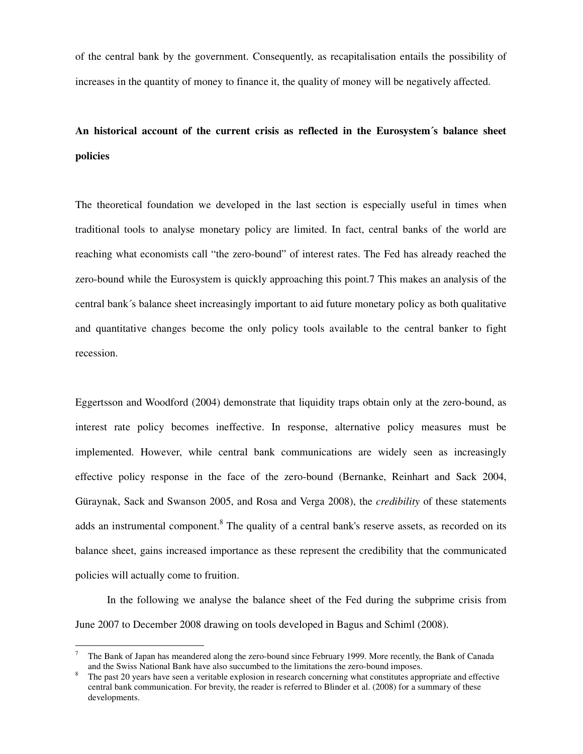of the central bank by the government. Consequently, as recapitalisation entails the possibility of increases in the quantity of money to finance it, the quality of money will be negatively affected.

**An historical account of the current crisis as reflected in the Eurosystem´s balance sheet policies**

The theoretical foundation we developed in the last section is especially useful in times when traditional tools to analyse monetary policy are limited. In fact, central banks of the world are reaching what economists call "the zero-bound" of interest rates. The Fed has already reached the zero-bound while the Eurosystem is quickly approaching this point.7 This makes an analysis of the central bank´s balance sheet increasingly important to aid future monetary policy as both qualitative and quantitative changes become the only policy tools available to the central banker to fight recession.

Eggertsson and Woodford (2004) demonstrate that liquidity traps obtain only at the zero-bound, as interest rate policy becomes ineffective. In response, alternative policy measures must be implemented. However, while central bank communications are widely seen as increasingly effective policy response in the face of the zero-bound (Bernanke, Reinhart and Sack 2004, Güraynak, Sack and Swanson 2005, and Rosa and Verga 2008), the *credibility* of these statements adds an instrumental component.[8] The quality of a central bank's reserve assets, as recorded on its balance sheet, gains increased importance as these represent the credibility that the communicated policies will actually come to fruition.

In the following we analyse the balance sheet of the Fed during the subprime crisis from June 2007 to December 2008 drawing on tools developed in Bagus and Schiml (2008).

---

[7] The Bank of Japan has meandered along the zero-bound since February 1999. More recently, the Bank of Canada and the Swiss National Bank have also succumbed to the limitations the zero-bound imposes.

[8] The past 20 years have seen a veritable explosion in research concerning what constitutes appropriate and effective central bank communication. For brevity, the reader is referred to Blinder et al. (2008) for a summary of these developments.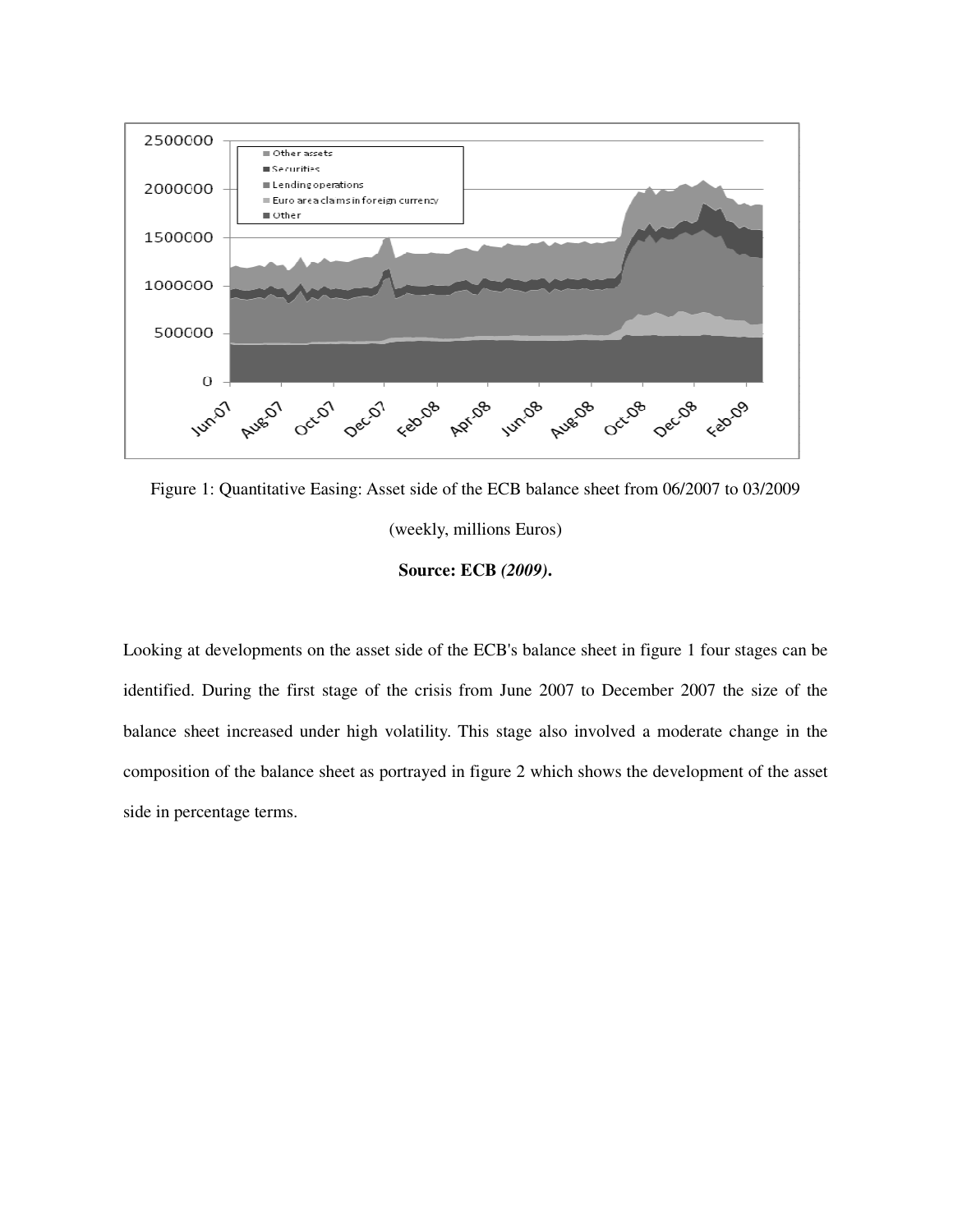Figure 1: Quantitative Easing: Asset side of the ECB balance sheet from 06/2007 to 03/2009

(weekly, millions Euros)

**Source: ECB *(2009)*.**

Looking at developments on the asset side of the ECB's balance sheet in figure 1 four stages can be identified. During the first stage of the crisis from June 2007 to December 2007 the size of the balance sheet increased under high volatility. This stage also involved a moderate change in the composition of the balance sheet as portrayed in figure 2 which shows the development of the asset side in percentage terms.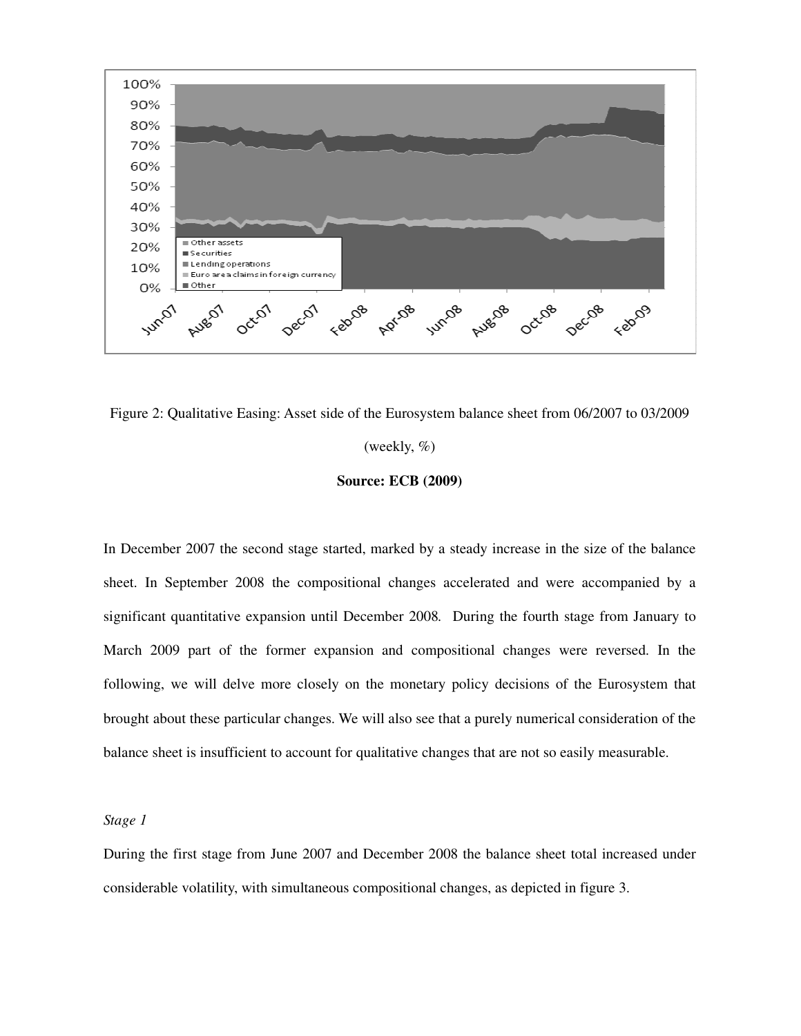Figure 2: Qualitative Easing: Asset side of the Eurosystem balance sheet from 06/2007 to 03/2009

(weekly, %)

**Source: ECB (2009)**

In December 2007 the second stage started, marked by a steady increase in the size of the balance sheet. In September 2008 the compositional changes accelerated and were accompanied by a significant quantitative expansion until December 2008. During the fourth stage from January to March 2009 part of the former expansion and compositional changes were reversed. In the following, we will delve more closely on the monetary policy decisions of the Eurosystem that brought about these particular changes. We will also see that a purely numerical consideration of the balance sheet is insufficient to account for qualitative changes that are not so easily measurable.

*Stage 1*

During the first stage from June 2007 and December 2008 the balance sheet total increased under considerable volatility, with simultaneous compositional changes, as depicted in figure 3.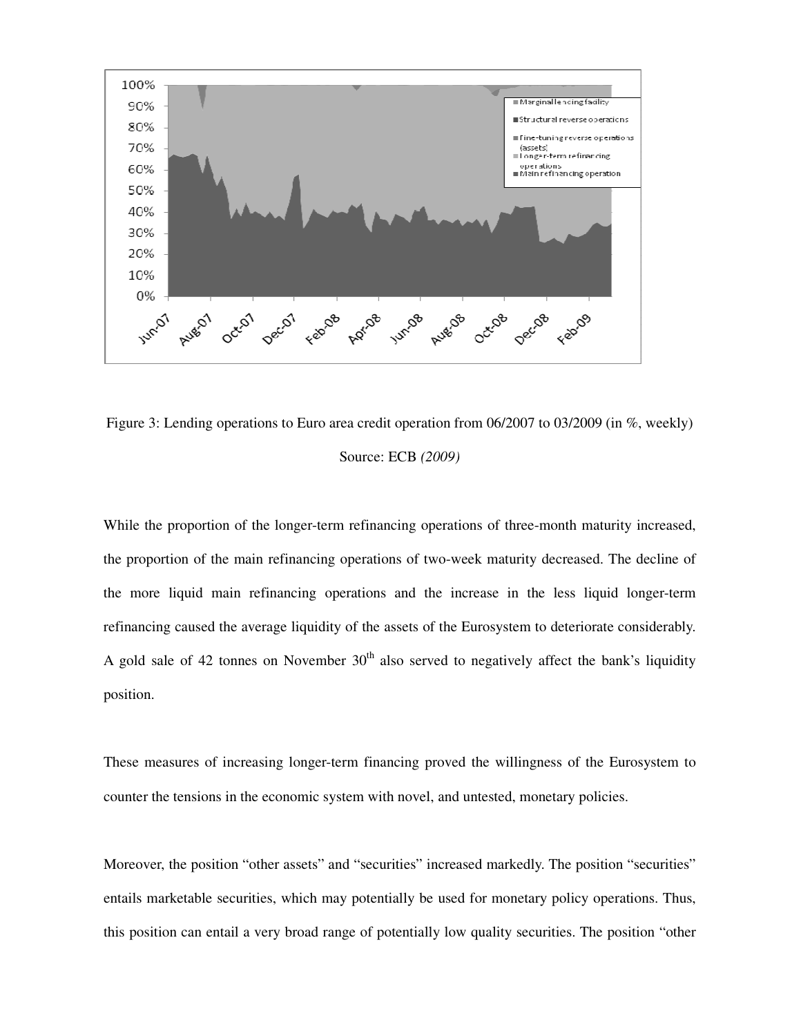Figure 3: Lending operations to Euro area credit operation from 06/2007 to 03/2009 (in %, weekly)

Source: ECB *(2009)*

While the proportion of the longer-term refinancing operations of three-month maturity increased, the proportion of the main refinancing operations of two-week maturity decreased. The decline of the more liquid main refinancing operations and the increase in the less liquid longer-term refinancing caused the average liquidity of the assets of the Eurosystem to deteriorate considerably. A gold sale of 42 tonnes on November 30th also served to negatively affect the bank's liquidity position.

These measures of increasing longer-term financing proved the willingness of the Eurosystem to counter the tensions in the economic system with novel, and untested, monetary policies.

Moreover, the position "other assets" and "securities" increased markedly. The position "securities" entails marketable securities, which may potentially be used for monetary policy operations. Thus, this position can entail a very broad range of potentially low quality securities. The position "other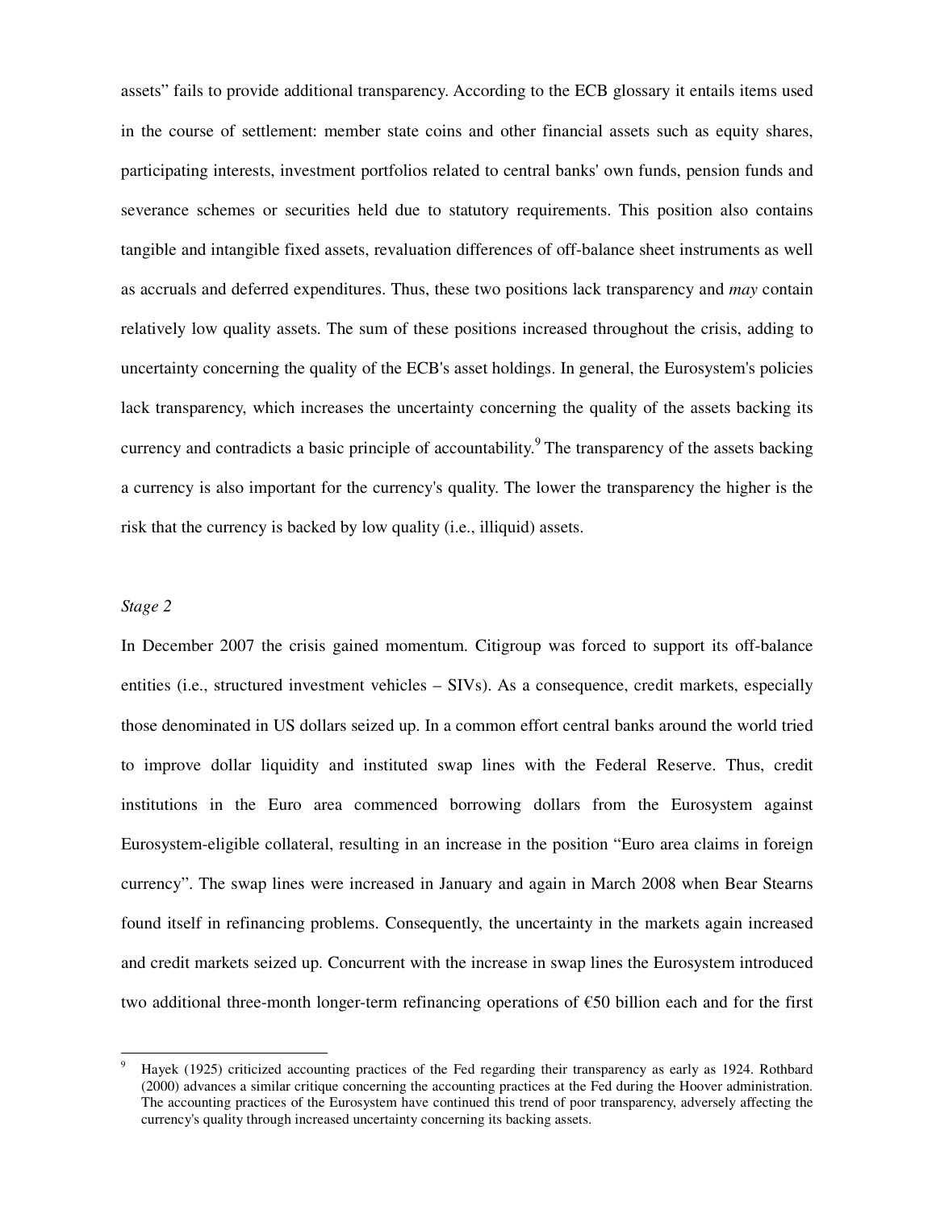assets" fails to provide additional transparency. According to the ECB glossary it entails items used in the course of settlement: member state coins and other financial assets such as equity shares, participating interests, investment portfolios related to central banks' own funds, pension funds and severance schemes or securities held due to statutory requirements. This position also contains tangible and intangible fixed assets, revaluation differences of off-balance sheet instruments as well as accruals and deferred expenditures. Thus, these two positions lack transparency and *may* contain relatively low quality assets. The sum of these positions increased throughout the crisis, adding to uncertainty concerning the quality of the ECB's asset holdings. In general, the Eurosystem's policies lack transparency, which increases the uncertainty concerning the quality of the assets backing its currency and contradicts a basic principle of accountability.[9] The transparency of the assets backing a currency is also important for the currency's quality. The lower the transparency the higher is the risk that the currency is backed by low quality (i.e., illiquid) assets.

*Stage 2*

In December 2007 the crisis gained momentum. Citigroup was forced to support its off-balance entities (i.e., structured investment vehicles – SIVs). As a consequence, credit markets, especially those denominated in US dollars seized up. In a common effort central banks around the world tried to improve dollar liquidity and instituted swap lines with the Federal Reserve. Thus, credit institutions in the Euro area commenced borrowing dollars from the Eurosystem against Eurosystem-eligible collateral, resulting in an increase in the position "Euro area claims in foreign currency". The swap lines were increased in January and again in March 2008 when Bear Stearns found itself in refinancing problems. Consequently, the uncertainty in the markets again increased and credit markets seized up. Concurrent with the increase in swap lines the Eurosystem introduced two additional three-month longer-term refinancing operations of €50 billion each and for the first

[9] Hayek (1925) criticized accounting practices of the Fed regarding their transparency as early as 1924. Rothbard (2000) advances a similar critique concerning the accounting practices at the Fed during the Hoover administration. The accounting practices of the Eurosystem have continued this trend of poor transparency, adversely affecting the currency's quality through increased uncertainty concerning its backing assets.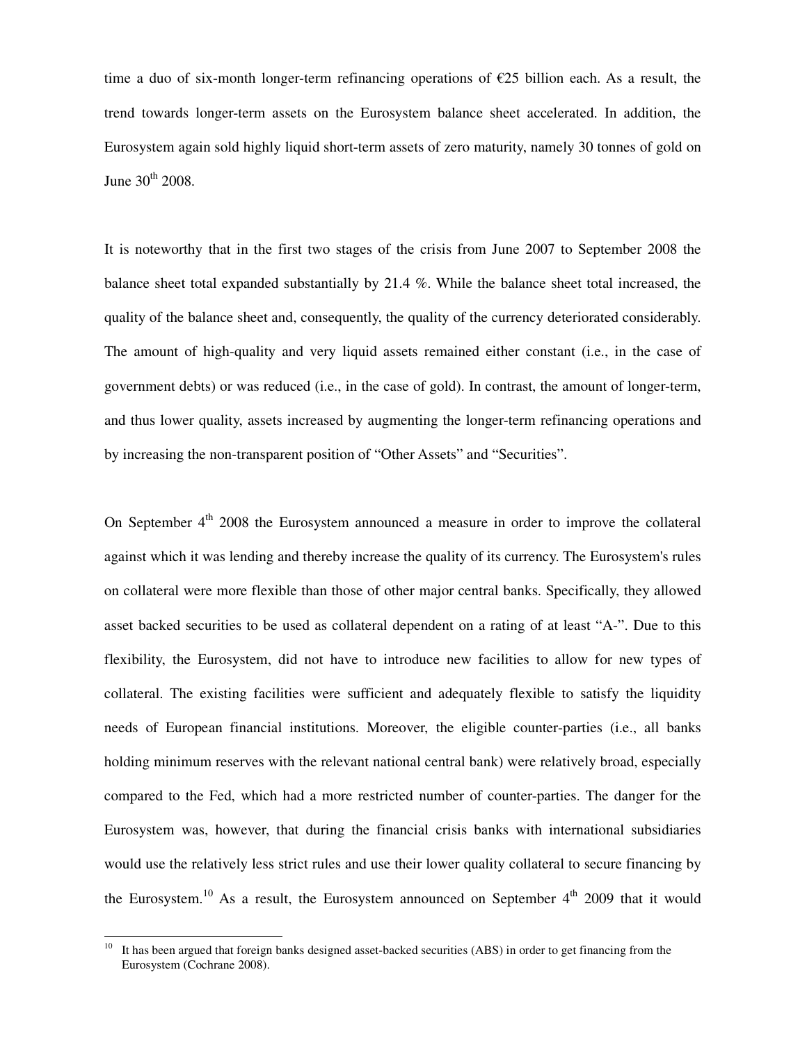time a duo of six-month longer-term refinancing operations of €25 billion each. As a result, the trend towards longer-term assets on the Eurosystem balance sheet accelerated. In addition, the Eurosystem again sold highly liquid short-term assets of zero maturity, namely 30 tonnes of gold on June 30th 2008.

It is noteworthy that in the first two stages of the crisis from June 2007 to September 2008 the balance sheet total expanded substantially by 21.4 %. While the balance sheet total increased, the quality of the balance sheet and, consequently, the quality of the currency deteriorated considerably. The amount of high-quality and very liquid assets remained either constant (i.e., in the case of government debts) or was reduced (i.e., in the case of gold). In contrast, the amount of longer-term, and thus lower quality, assets increased by augmenting the longer-term refinancing operations and by increasing the non-transparent position of "Other Assets" and "Securities".

On September 4th 2008 the Eurosystem announced a measure in order to improve the collateral against which it was lending and thereby increase the quality of its currency. The Eurosystem's rules on collateral were more flexible than those of other major central banks. Specifically, they allowed asset backed securities to be used as collateral dependent on a rating of at least "A-". Due to this flexibility, the Eurosystem, did not have to introduce new facilities to allow for new types of collateral. The existing facilities were sufficient and adequately flexible to satisfy the liquidity needs of European financial institutions. Moreover, the eligible counter-parties (i.e., all banks holding minimum reserves with the relevant national central bank) were relatively broad, especially compared to the Fed, which had a more restricted number of counter-parties. The danger for the Eurosystem was, however, that during the financial crisis banks with international subsidiaries would use the relatively less strict rules and use their lower quality collateral to secure financing by the Eurosystem.[10] As a result, the Eurosystem announced on September 4th 2009 that it would

[10] It has been argued that foreign banks designed asset-backed securities (ABS) in order to get financing from the Eurosystem (Cochrane 2008).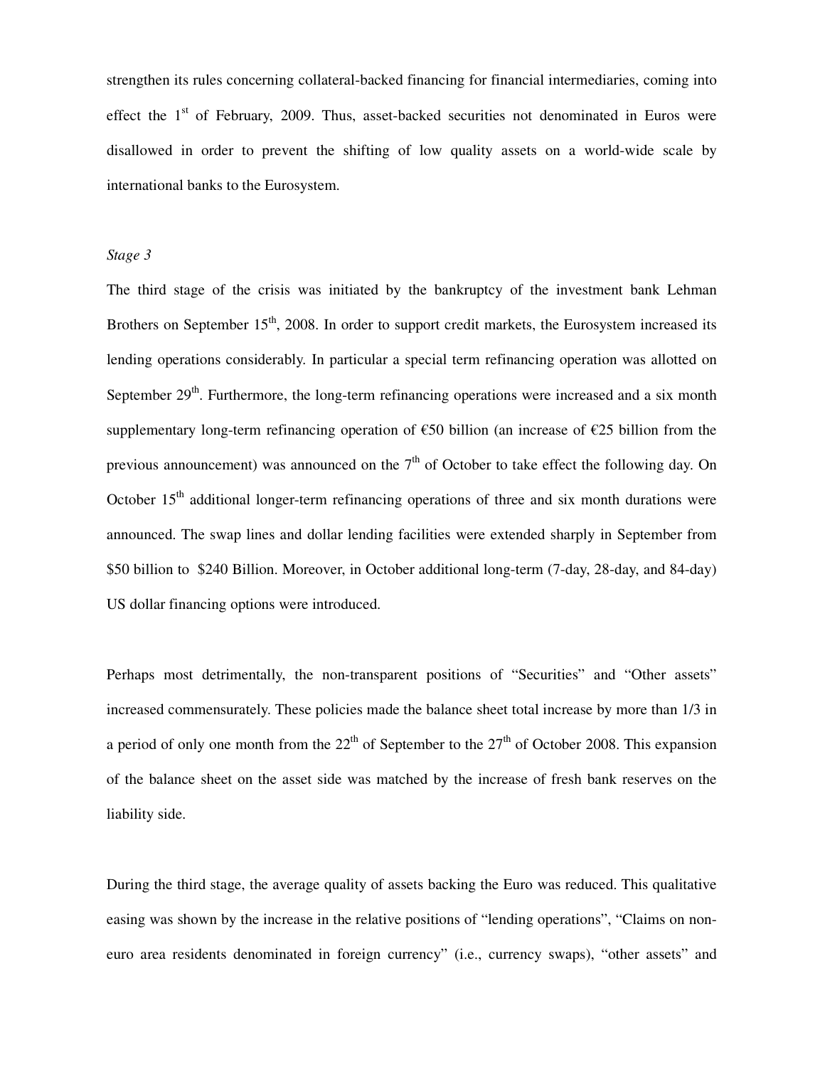strengthen its rules concerning collateral-backed financing for financial intermediaries, coming into effect the 1st of February, 2009. Thus, asset-backed securities not denominated in Euros were disallowed in order to prevent the shifting of low quality assets on a world-wide scale by international banks to the Eurosystem.

*Stage 3*

The third stage of the crisis was initiated by the bankruptcy of the investment bank Lehman Brothers on September 15th, 2008. In order to support credit markets, the Eurosystem increased its lending operations considerably. In particular a special term refinancing operation was allotted on September 29th. Furthermore, the long-term refinancing operations were increased and a six month supplementary long-term refinancing operation of €50 billion (an increase of €25 billion from the previous announcement) was announced on the 7th of October to take effect the following day. On October 15th additional longer-term refinancing operations of three and six month durations were announced. The swap lines and dollar lending facilities were extended sharply in September from $50 billion to $240 Billion. Moreover, in October additional long-term (7-day, 28-day, and 84-day) US dollar financing options were introduced.

Perhaps most detrimentally, the non-transparent positions of "Securities" and "Other assets" increased commensurately. These policies made the balance sheet total increase by more than 1/3 in a period of only one month from the 22th of September to the 27th of October 2008. This expansion of the balance sheet on the asset side was matched by the increase of fresh bank reserves on the liability side.

During the third stage, the average quality of assets backing the Euro was reduced. This qualitative easing was shown by the increase in the relative positions of "lending operations", "Claims on non-euro area residents denominated in foreign currency" (i.e., currency swaps), "other assets" and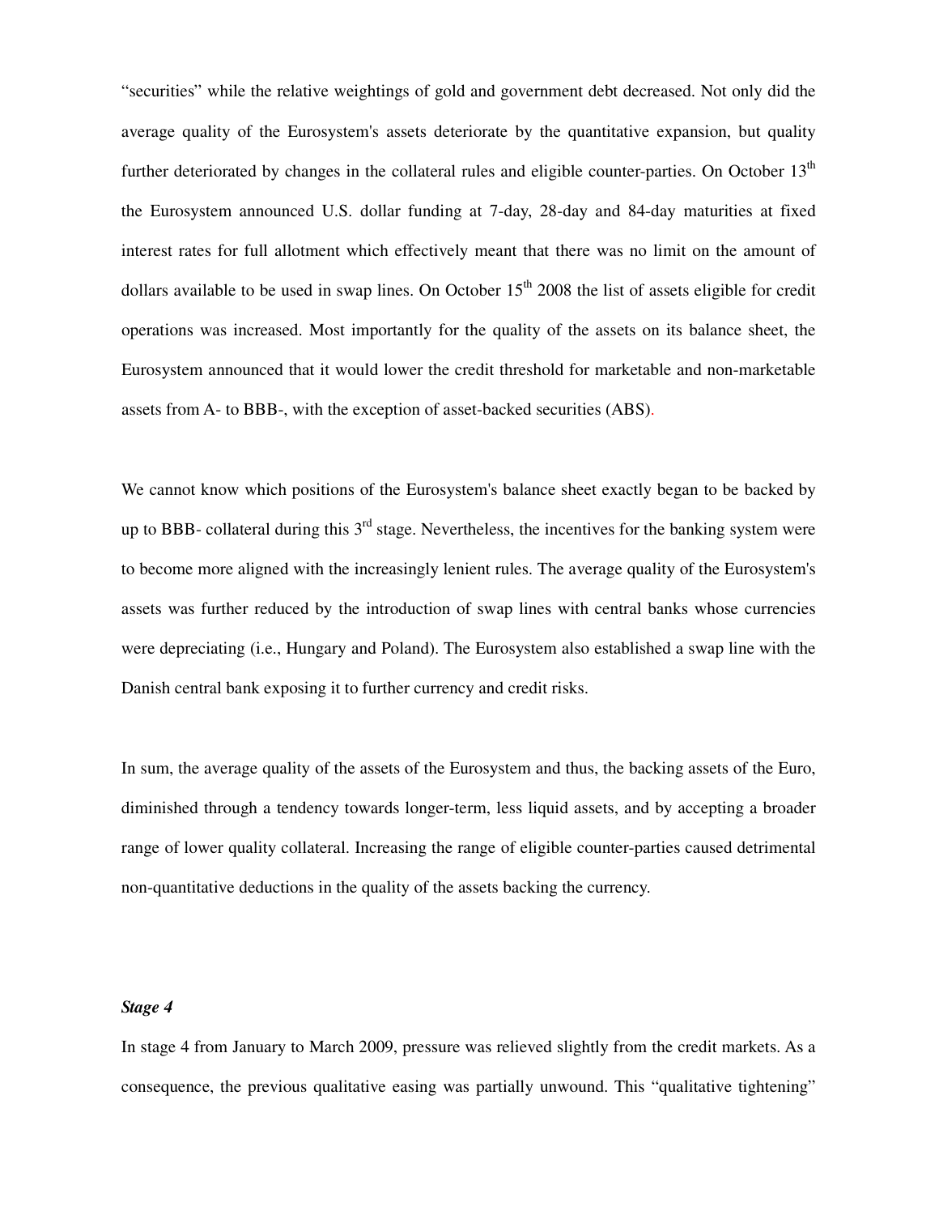"securities" while the relative weightings of gold and government debt decreased. Not only did the average quality of the Eurosystem's assets deteriorate by the quantitative expansion, but quality further deteriorated by changes in the collateral rules and eligible counter-parties. On October 13th the Eurosystem announced U.S. dollar funding at 7-day, 28-day and 84-day maturities at fixed interest rates for full allotment which effectively meant that there was no limit on the amount of dollars available to be used in swap lines. On October 15th 2008 the list of assets eligible for credit operations was increased. Most importantly for the quality of the assets on its balance sheet, the Eurosystem announced that it would lower the credit threshold for marketable and non-marketable assets from A- to BBB-, with the exception of asset-backed securities (ABS).

We cannot know which positions of the Eurosystem's balance sheet exactly began to be backed by up to BBB- collateral during this 3rd stage. Nevertheless, the incentives for the banking system were to become more aligned with the increasingly lenient rules. The average quality of the Eurosystem's assets was further reduced by the introduction of swap lines with central banks whose currencies were depreciating (i.e., Hungary and Poland). The Eurosystem also established a swap line with the Danish central bank exposing it to further currency and credit risks.

In sum, the average quality of the assets of the Eurosystem and thus, the backing assets of the Euro, diminished through a tendency towards longer-term, less liquid assets, and by accepting a broader range of lower quality collateral. Increasing the range of eligible counter-parties caused detrimental non-quantitative deductions in the quality of the assets backing the currency.

***Stage 4***

In stage 4 from January to March 2009, pressure was relieved slightly from the credit markets. As a consequence, the previous qualitative easing was partially unwound. This "qualitative tightening"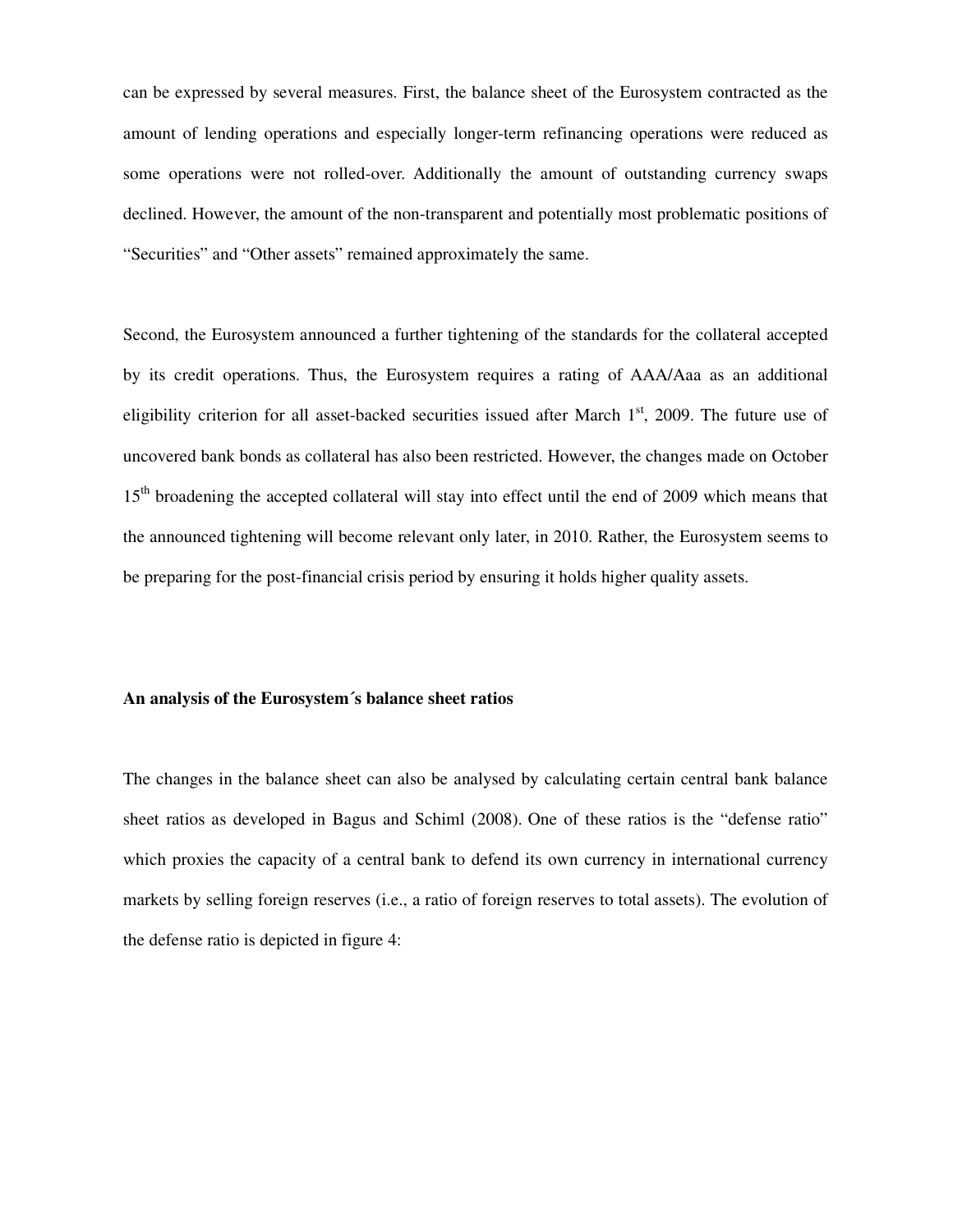can be expressed by several measures. First, the balance sheet of the Eurosystem contracted as the amount of lending operations and especially longer-term refinancing operations were reduced as some operations were not rolled-over. Additionally the amount of outstanding currency swaps declined. However, the amount of the non-transparent and potentially most problematic positions of "Securities" and "Other assets" remained approximately the same.

Second, the Eurosystem announced a further tightening of the standards for the collateral accepted by its credit operations. Thus, the Eurosystem requires a rating of AAA/Aaa as an additional eligibility criterion for all asset-backed securities issued after March 1st, 2009. The future use of uncovered bank bonds as collateral has also been restricted. However, the changes made on October 15th broadening the accepted collateral will stay into effect until the end of 2009 which means that the announced tightening will become relevant only later, in 2010. Rather, the Eurosystem seems to be preparing for the post-financial crisis period by ensuring it holds higher quality assets.

**An analysis of the Eurosystem´s balance sheet ratios**

The changes in the balance sheet can also be analysed by calculating certain central bank balance sheet ratios as developed in Bagus and Schiml (2008). One of these ratios is the "defense ratio" which proxies the capacity of a central bank to defend its own currency in international currency markets by selling foreign reserves (i.e., a ratio of foreign reserves to total assets). The evolution of the defense ratio is depicted in figure 4: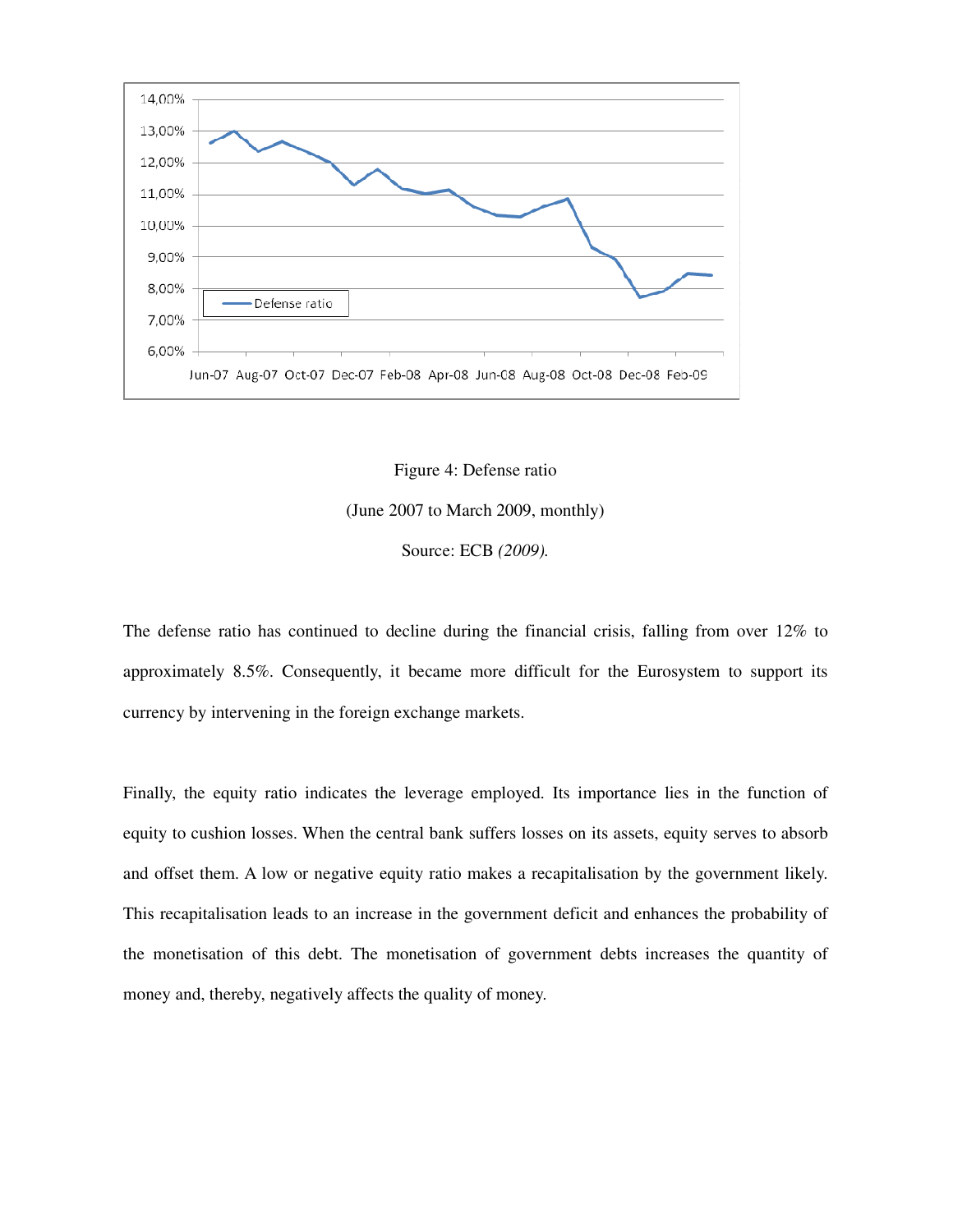Figure 4: Defense ratio

(June 2007 to March 2009, monthly)

Source: ECB *(2009).*

The defense ratio has continued to decline during the financial crisis, falling from over 12% to approximately 8.5%. Consequently, it became more difficult for the Eurosystem to support its currency by intervening in the foreign exchange markets.

Finally, the equity ratio indicates the leverage employed. Its importance lies in the function of equity to cushion losses. When the central bank suffers losses on its assets, equity serves to absorb and offset them. A low or negative equity ratio makes a recapitalisation by the government likely. This recapitalisation leads to an increase in the government deficit and enhances the probability of the monetisation of this debt. The monetisation of government debts increases the quantity of money and, thereby, negatively affects the quality of money.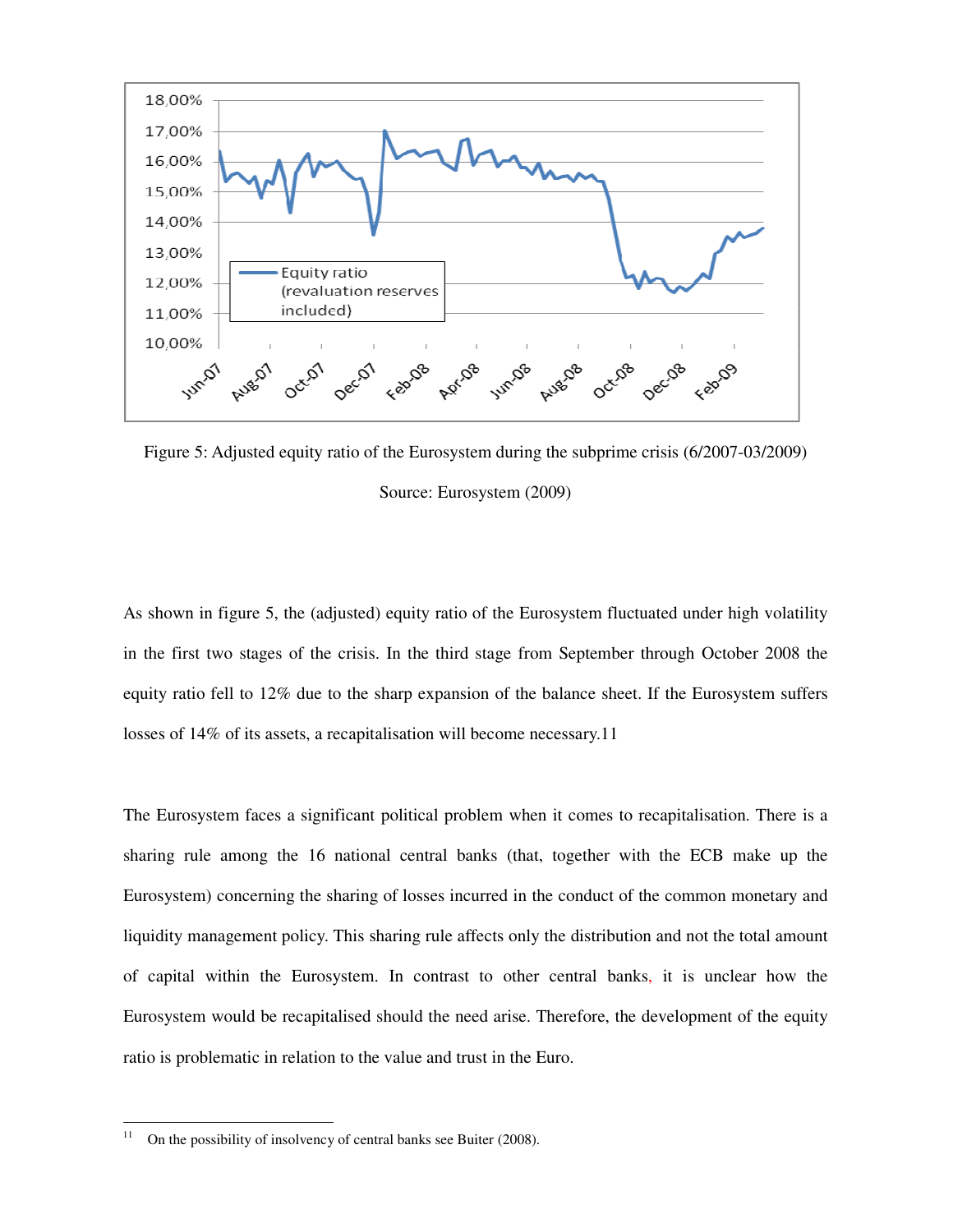Figure 5: Adjusted equity ratio of the Eurosystem during the subprime crisis (6/2007-03/2009)

Source: Eurosystem (2009)

As shown in figure 5, the (adjusted) equity ratio of the Eurosystem fluctuated under high volatility in the first two stages of the crisis. In the third stage from September through October 2008 the equity ratio fell to 12% due to the sharp expansion of the balance sheet. If the Eurosystem suffers losses of 14% of its assets, a recapitalisation will become necessary.[11]

The Eurosystem faces a significant political problem when it comes to recapitalisation. There is a sharing rule among the 16 national central banks (that, together with the ECB make up the Eurosystem) concerning the sharing of losses incurred in the conduct of the common monetary and liquidity management policy. This sharing rule affects only the distribution and not the total amount of capital within the Eurosystem. In contrast to other central banks, it is unclear how the Eurosystem would be recapitalised should the need arise. Therefore, the development of the equity ratio is problematic in relation to the value and trust in the Euro.

[11] On the possibility of insolvency of central banks see Buiter (2008).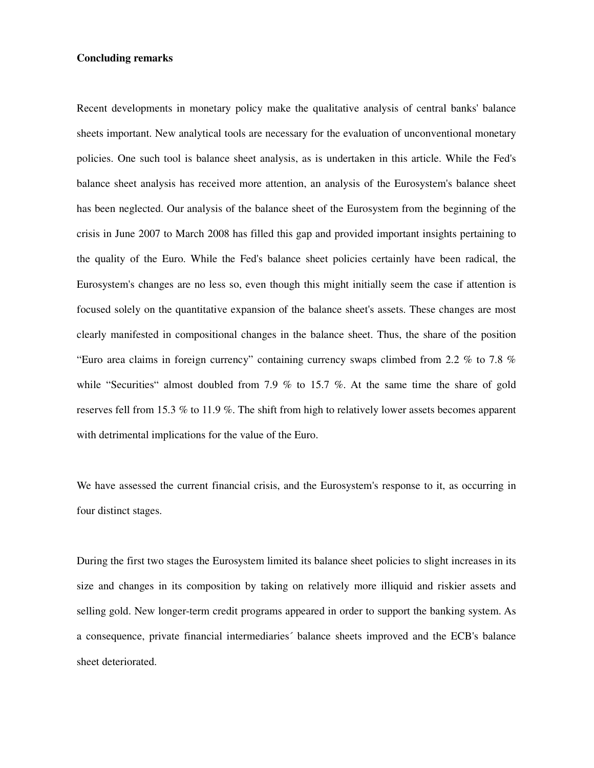**Concluding remarks**

Recent developments in monetary policy make the qualitative analysis of central banks' balance sheets important. New analytical tools are necessary for the evaluation of unconventional monetary policies. One such tool is balance sheet analysis, as is undertaken in this article. While the Fed's balance sheet analysis has received more attention, an analysis of the Eurosystem's balance sheet has been neglected. Our analysis of the balance sheet of the Eurosystem from the beginning of the crisis in June 2007 to March 2008 has filled this gap and provided important insights pertaining to the quality of the Euro. While the Fed's balance sheet policies certainly have been radical, the Eurosystem's changes are no less so, even though this might initially seem the case if attention is focused solely on the quantitative expansion of the balance sheet's assets. These changes are most clearly manifested in compositional changes in the balance sheet. Thus, the share of the position "Euro area claims in foreign currency" containing currency swaps climbed from 2.2 % to 7.8 % while "Securities" almost doubled from 7.9 % to 15.7 %. At the same time the share of gold reserves fell from 15.3 % to 11.9 %. The shift from high to relatively lower assets becomes apparent with detrimental implications for the value of the Euro.

We have assessed the current financial crisis, and the Eurosystem's response to it, as occurring in four distinct stages.

During the first two stages the Eurosystem limited its balance sheet policies to slight increases in its size and changes in its composition by taking on relatively more illiquid and riskier assets and selling gold. New longer-term credit programs appeared in order to support the banking system. As a consequence, private financial intermediaries´ balance sheets improved and the ECB's balance sheet deteriorated.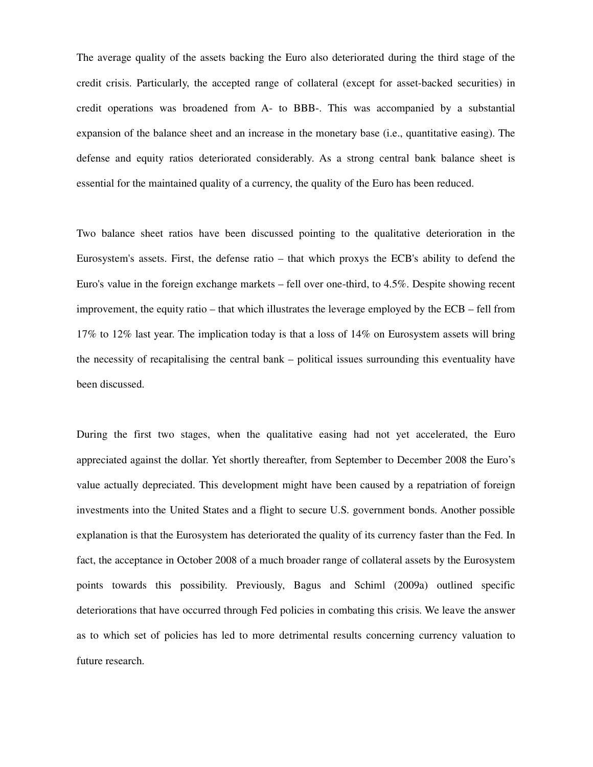The average quality of the assets backing the Euro also deteriorated during the third stage of the credit crisis. Particularly, the accepted range of collateral (except for asset-backed securities) in credit operations was broadened from A- to BBB-. This was accompanied by a substantial expansion of the balance sheet and an increase in the monetary base (i.e., quantitative easing). The defense and equity ratios deteriorated considerably. As a strong central bank balance sheet is essential for the maintained quality of a currency, the quality of the Euro has been reduced.

Two balance sheet ratios have been discussed pointing to the qualitative deterioration in the Eurosystem's assets. First, the defense ratio – that which proxys the ECB's ability to defend the Euro's value in the foreign exchange markets – fell over one-third, to 4.5%. Despite showing recent improvement, the equity ratio – that which illustrates the leverage employed by the ECB – fell from 17% to 12% last year. The implication today is that a loss of 14% on Eurosystem assets will bring the necessity of recapitalising the central bank – political issues surrounding this eventuality have been discussed.

During the first two stages, when the qualitative easing had not yet accelerated, the Euro appreciated against the dollar. Yet shortly thereafter, from September to December 2008 the Euro's value actually depreciated. This development might have been caused by a repatriation of foreign investments into the United States and a flight to secure U.S. government bonds. Another possible explanation is that the Eurosystem has deteriorated the quality of its currency faster than the Fed. In fact, the acceptance in October 2008 of a much broader range of collateral assets by the Eurosystem points towards this possibility. Previously, Bagus and Schiml (2009a) outlined specific deteriorations that have occurred through Fed policies in combating this crisis. We leave the answer as to which set of policies has led to more detrimental results concerning currency valuation to future research.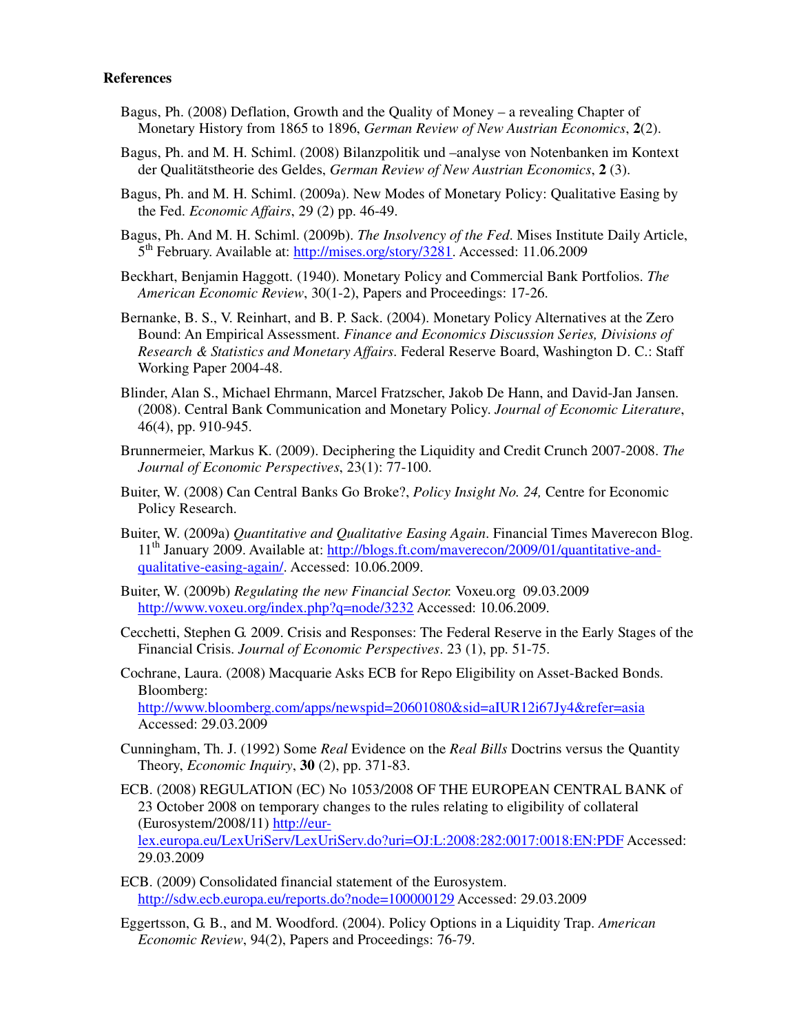**References**

Bagus, Ph. (2008) Deflation, Growth and the Quality of Money – a revealing Chapter of Monetary History from 1865 to 1896, *German Review of New Austrian Economics*, **2**(2).

Bagus, Ph. and M. H. Schiml. (2008) Bilanzpolitik und –analyse von Notenbanken im Kontext der Qualitätstheorie des Geldes, *German Review of New Austrian Economics*, **2** (3).

Bagus, Ph. and M. H. Schiml. (2009a). New Modes of Monetary Policy: Qualitative Easing by the Fed. *Economic Affairs*, 29 (2) pp. 46-49.

Bagus, Ph. And M. H. Schiml. (2009b). *The Insolvency of the Fed*. Mises Institute Daily Article, 5th February. Available at: http://mises.org/story/3281. Accessed: 11.06.2009

Beckhart, Benjamin Haggott. (1940). Monetary Policy and Commercial Bank Portfolios. *The American Economic Review*, 30(1-2), Papers and Proceedings: 17-26.

Bernanke, B. S., V. Reinhart, and B. P. Sack. (2004). Monetary Policy Alternatives at the Zero Bound: An Empirical Assessment. *Finance and Economics Discussion Series, Divisions of Research & Statistics and Monetary Affairs*. Federal Reserve Board, Washington D. C.: Staff Working Paper 2004-48.

Blinder, Alan S., Michael Ehrmann, Marcel Fratzscher, Jakob De Hann, and David-Jan Jansen. (2008). Central Bank Communication and Monetary Policy. *Journal of Economic Literature*, 46(4), pp. 910-945.

Brunnermeier, Markus K. (2009). Deciphering the Liquidity and Credit Crunch 2007-2008. *The Journal of Economic Perspectives*, 23(1): 77-100.

Buiter, W. (2008) Can Central Banks Go Broke?, *Policy Insight No. 24,* Centre for Economic Policy Research.

Buiter, W. (2009a) *Quantitative and Qualitative Easing Again*. Financial Times Maverecon Blog. 11th January 2009. Available at: http://blogs.ft.com/maverecon/2009/01/quantitative-and-qualitative-easing-again/. Accessed: 10.06.2009.

Buiter, W. (2009b) *Regulating the new Financial Sector.* Voxeu.org 09.03.2009 http://www.voxeu.org/index.php?q=node/3232 Accessed: 10.06.2009.

Cecchetti, Stephen G. 2009. Crisis and Responses: The Federal Reserve in the Early Stages of the Financial Crisis. *Journal of Economic Perspectives*. 23 (1), pp. 51-75.

Cochrane, Laura. (2008) Macquarie Asks ECB for Repo Eligibility on Asset-Backed Bonds. Bloomberg: http://www.bloomberg.com/apps/newspid=20601080&sid=aIUR12i67Jy4&refer=asia Accessed: 29.03.2009

Cunningham, Th. J. (1992) Some *Real* Evidence on the *Real Bills* Doctrins versus the Quantity Theory, *Economic Inquiry*, **30** (2), pp. 371-83.

ECB. (2008) REGULATION (EC) No 1053/2008 OF THE EUROPEAN CENTRAL BANK of 23 October 2008 on temporary changes to the rules relating to eligibility of collateral (Eurosystem/2008/11) http://eur-lex.europa.eu/LexUriServ/LexUriServ.do?uri=OJ:L:2008:282:0017:0018:EN:PDF Accessed: 29.03.2009

ECB. (2009) Consolidated financial statement of the Eurosystem. http://sdw.ecb.europa.eu/reports.do?node=100000129 Accessed: 29.03.2009

Eggertsson, G. B., and M. Woodford. (2004). Policy Options in a Liquidity Trap. *American Economic Review*, 94(2), Papers and Proceedings: 76-79.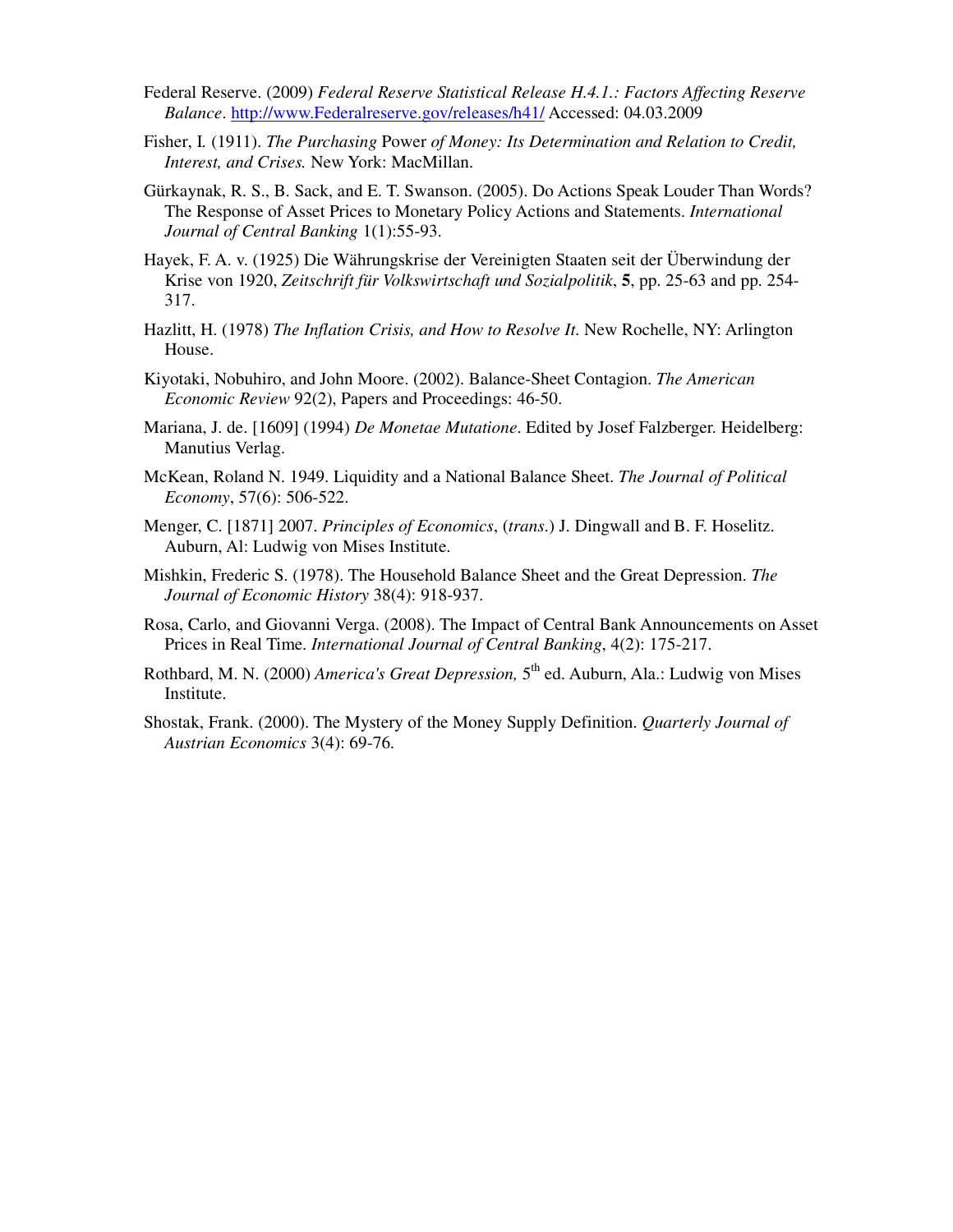Federal Reserve. (2009) *Federal Reserve Statistical Release H.4.1.: Factors Affecting Reserve Balance*. http://www.Federalreserve.gov/releases/h41/ Accessed: 04.03.2009

Fisher, I. (1911). *The Purchasing* Power *of Money: Its Determination and Relation to Credit, Interest, and Crises.* New York: MacMillan.

Gürkaynak, R. S., B. Sack, and E. T. Swanson. (2005). Do Actions Speak Louder Than Words? The Response of Asset Prices to Monetary Policy Actions and Statements. *International Journal of Central Banking* 1(1):55-93.

Hayek, F. A. v. (1925) Die Währungskrise der Vereinigten Staaten seit der Überwindung der Krise von 1920, *Zeitschrift für Volkswirtschaft und Sozialpolitik*, **5**, pp. 25-63 and pp. 254-317.

Hazlitt, H. (1978) *The Inflation Crisis, and How to Resolve It*. New Rochelle, NY: Arlington House.

Kiyotaki, Nobuhiro, and John Moore. (2002). Balance-Sheet Contagion. *The American Economic Review* 92(2), Papers and Proceedings: 46-50.

Mariana, J. de. [1609] (1994) *De Monetae Mutatione*. Edited by Josef Falzberger. Heidelberg: Manutius Verlag.

McKean, Roland N. 1949. Liquidity and a National Balance Sheet. *The Journal of Political Economy*, 57(6): 506-522.

Menger, C. [1871] 2007. *Principles of Economics*, (*trans.*) J. Dingwall and B. F. Hoselitz. Auburn, Al: Ludwig von Mises Institute.

Mishkin, Frederic S. (1978). The Household Balance Sheet and the Great Depression. *The Journal of Economic History* 38(4): 918-937.

Rosa, Carlo, and Giovanni Verga. (2008). The Impact of Central Bank Announcements on Asset Prices in Real Time. *International Journal of Central Banking*, 4(2): 175-217.

Rothbard, M. N. (2000) *America's Great Depression,* 5th ed. Auburn, Ala.: Ludwig von Mises Institute.

Shostak, Frank. (2000). The Mystery of the Money Supply Definition. *Quarterly Journal of Austrian Economics* 3(4): 69-76.